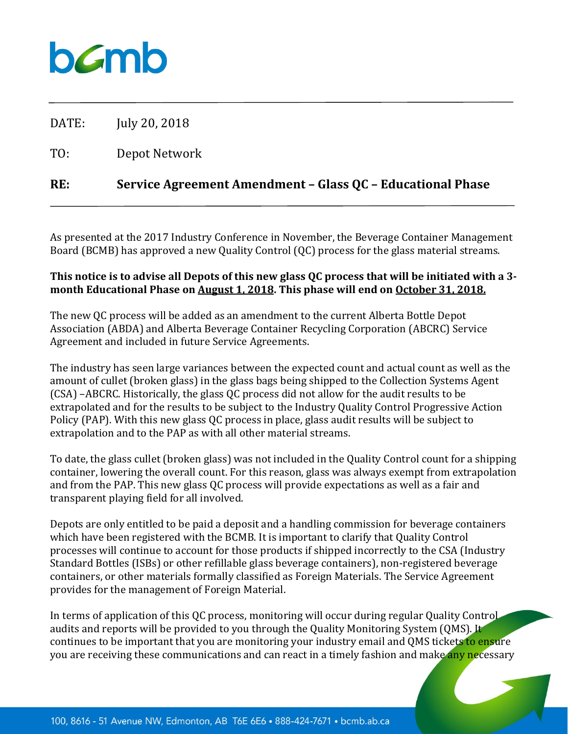DATE: July 20, 2018

TO: Depot Network

**RE: Service Agreement Amendment – Glass QC – Educational Phase**

As presented at the 2017 Industry Conference in November, the Beverage Container Management Board (BCMB) has approved a new Quality Control (QC) process for the glass material streams.

**This notice is to advise all Depots of this new glass QC process that will be initiated with a 3-month Educational Phase on August 1, 2018. This phase will end on October 31, 2018.**

The new QC process will be added as an amendment to the current Alberta Bottle Depot Association (ABDA) and Alberta Beverage Container Recycling Corporation (ABCRC) Service Agreement and included in future Service Agreements.

The industry has seen large variances between the expected count and actual count as well as the amount of cullet (broken glass) in the glass bags being shipped to the Collection Systems Agent (CSA) –ABCRC. Historically, the glass QC process did not allow for the audit results to be extrapolated and for the results to be subject to the Industry Quality Control Progressive Action Policy (PAP). With this new glass QC process in place, glass audit results will be subject to extrapolation and to the PAP as with all other material streams.

To date, the glass cullet (broken glass) was not included in the Quality Control count for a shipping container, lowering the overall count. For this reason, glass was always exempt from extrapolation and from the PAP. This new glass QC process will provide expectations as well as a fair and transparent playing field for all involved.

Depots are only entitled to be paid a deposit and a handling commission for beverage containers which have been registered with the BCMB. It is important to clarify that Quality Control processes will continue to account for those products if shipped incorrectly to the CSA (Industry Standard Bottles (ISBs) or other refillable glass beverage containers), non-registered beverage containers, or other materials formally classified as Foreign Materials. The Service Agreement provides for the management of Foreign Material.

In terms of application of this QC process, monitoring will occur during regular Quality Control audits and reports will be provided to you through the Quality Monitoring System (QMS). It continues to be important that you are monitoring your industry email and QMS tickets to ensure you are receiving these communications and can react in a timely fashion and make any necessary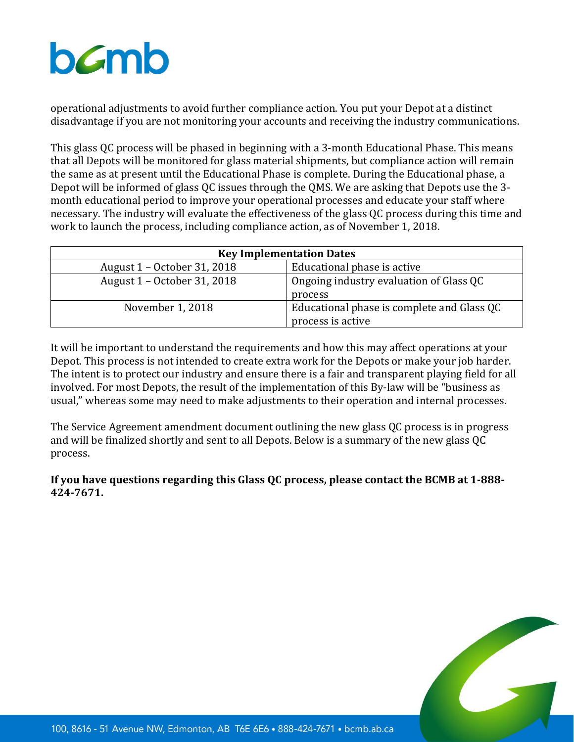operational adjustments to avoid further compliance action. You put your Depot at a distinct disadvantage if you are not monitoring your accounts and receiving the industry communications.

This glass QC process will be phased in beginning with a 3-month Educational Phase. This means that all Depots will be monitored for glass material shipments, but compliance action will remain the same as at present until the Educational Phase is complete. During the Educational phase, a Depot will be informed of glass QC issues through the QMS. We are asking that Depots use the 3-month educational period to improve your operational processes and educate your staff where necessary. The industry will evaluate the effectiveness of the glass QC process during this time and work to launch the process, including compliance action, as of November 1, 2018.

| Key Implementation Dates | |
|---|---|
| August 1 – October 31, 2018 | Educational phase is active |
| August 1 – October 31, 2018 | Ongoing industry evaluation of Glass QC process |
| November 1, 2018 | Educational phase is complete and Glass QC process is active |

It will be important to understand the requirements and how this may affect operations at your Depot. This process is not intended to create extra work for the Depots or make your job harder. The intent is to protect our industry and ensure there is a fair and transparent playing field for all involved. For most Depots, the result of the implementation of this By-law will be "business as usual," whereas some may need to make adjustments to their operation and internal processes.

The Service Agreement amendment document outlining the new glass QC process is in progress and will be finalized shortly and sent to all Depots. Below is a summary of the new glass QC process.

**If you have questions regarding this Glass QC process, please contact the BCMB at 1-888-424-7671.**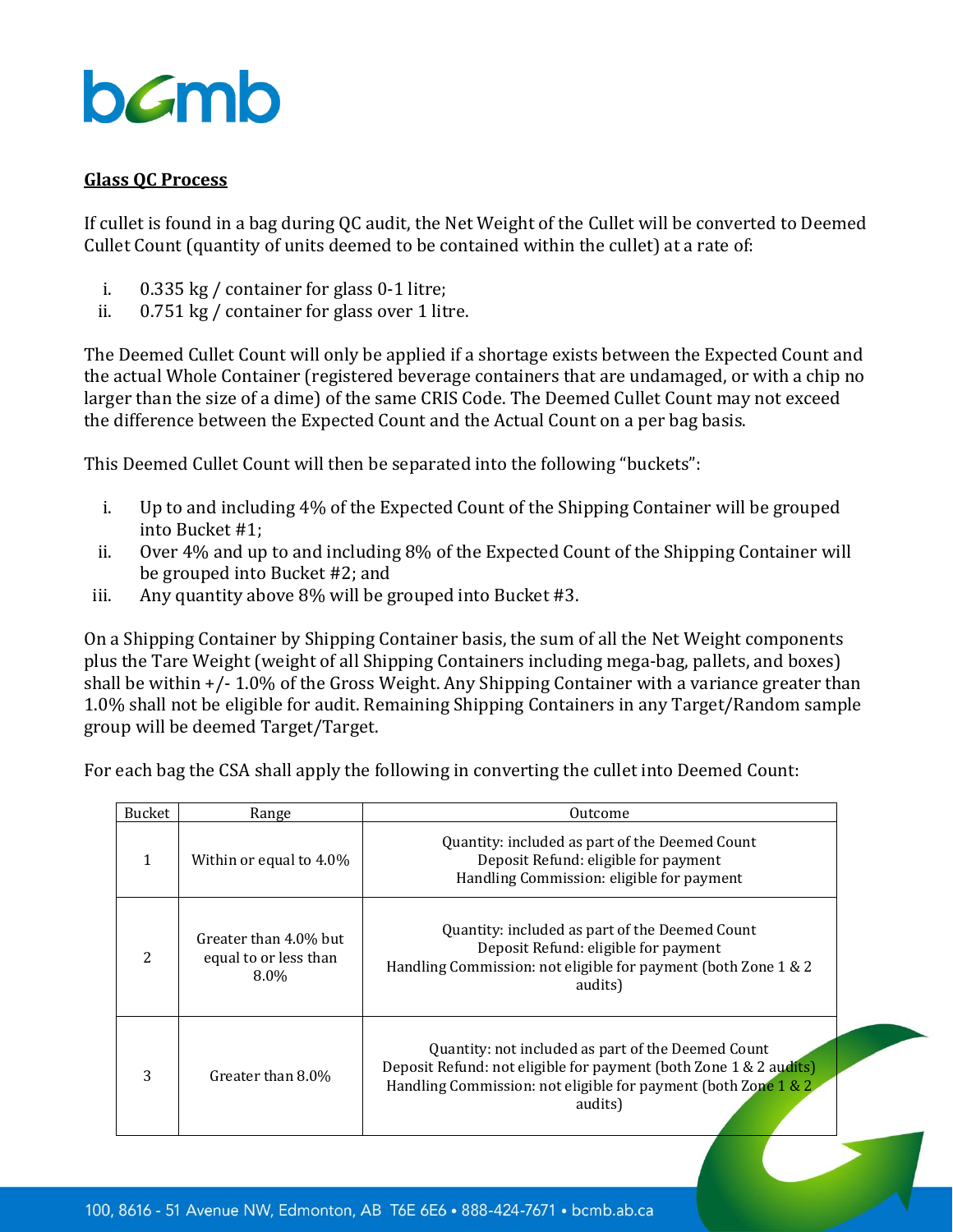## Glass QC Process

If cullet is found in a bag during QC audit, the Net Weight of the Cullet will be converted to Deemed Cullet Count (quantity of units deemed to be contained within the cullet) at a rate of:

i. 0.335 kg / container for glass 0-1 litre;
ii. 0.751 kg / container for glass over 1 litre.

The Deemed Cullet Count will only be applied if a shortage exists between the Expected Count and the actual Whole Container (registered beverage containers that are undamaged, or with a chip no larger than the size of a dime) of the same CRIS Code. The Deemed Cullet Count may not exceed the difference between the Expected Count and the Actual Count on a per bag basis.

This Deemed Cullet Count will then be separated into the following "buckets":

i. Up to and including 4% of the Expected Count of the Shipping Container will be grouped into Bucket #1;
ii. Over 4% and up to and including 8% of the Expected Count of the Shipping Container will be grouped into Bucket #2; and
iii. Any quantity above 8% will be grouped into Bucket #3.

On a Shipping Container by Shipping Container basis, the sum of all the Net Weight components plus the Tare Weight (weight of all Shipping Containers including mega-bag, pallets, and boxes) shall be within +/- 1.0% of the Gross Weight. Any Shipping Container with a variance greater than 1.0% shall not be eligible for audit. Remaining Shipping Containers in any Target/Random sample group will be deemed Target/Target.

For each bag the CSA shall apply the following in converting the cullet into Deemed Count:

| Bucket | Range | Outcome |
|---|---|---|
| 1 | Within or equal to 4.0% | Quantity: included as part of the Deemed Count<br>Deposit Refund: eligible for payment<br>Handling Commission: eligible for payment |
| 2 | Greater than 4.0% but equal to or less than 8.0% | Quantity: included as part of the Deemed Count<br>Deposit Refund: eligible for payment<br>Handling Commission: not eligible for payment (both Zone 1 & 2 audits) |
| 3 | Greater than 8.0% | Quantity: not included as part of the Deemed Count<br>Deposit Refund: not eligible for payment (both Zone 1 & 2 audits)<br>Handling Commission: not eligible for payment (both Zone 1 & 2 audits) |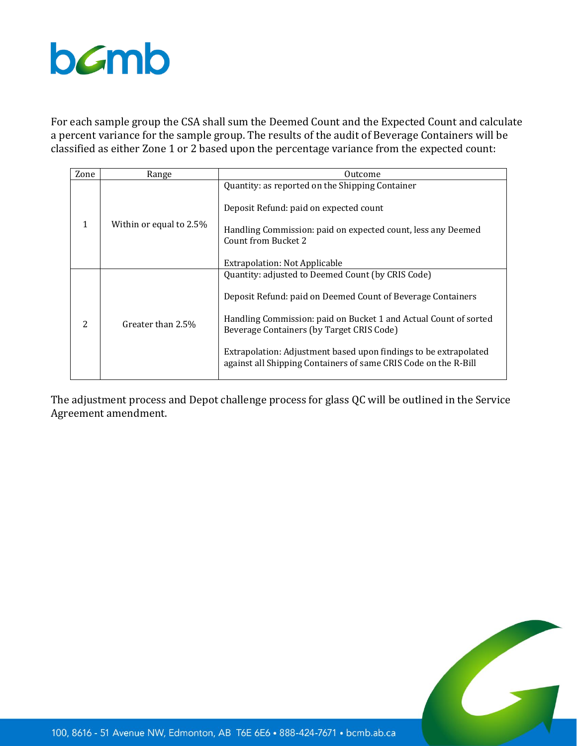For each sample group the CSA shall sum the Deemed Count and the Expected Count and calculate a percent variance for the sample group. The results of the audit of Beverage Containers will be classified as either Zone 1 or 2 based upon the percentage variance from the expected count:

| Zone | Range | Outcome |
|---|---|---|
| 1 | Within or equal to 2.5% | Quantity: as reported on the Shipping Container<br><br>Deposit Refund: paid on expected count<br><br>Handling Commission: paid on expected count, less any Deemed Count from Bucket 2<br><br>Extrapolation: Not Applicable |
| 2 | Greater than 2.5% | Quantity: adjusted to Deemed Count (by CRIS Code)<br><br>Deposit Refund: paid on Deemed Count of Beverage Containers<br><br>Handling Commission: paid on Bucket 1 and Actual Count of sorted Beverage Containers (by Target CRIS Code)<br><br>Extrapolation: Adjustment based upon findings to be extrapolated against all Shipping Containers of same CRIS Code on the R-Bill |

The adjustment process and Depot challenge process for glass QC will be outlined in the Service Agreement amendment.